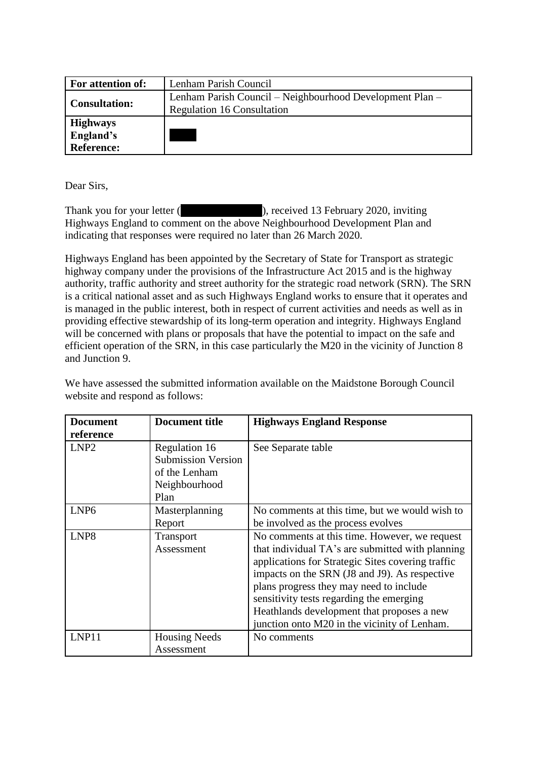| For attention of: | Lenham Parish Council |
|---|---|
| Consultation: | Lenham Parish Council – Neighbourhood Development Plan – Regulation 16 Consultation |
| Highways England's Reference: | |

Dear Sirs,

Thank you for your letter ( ), received 13 February 2020, inviting Highways England to comment on the above Neighbourhood Development Plan and indicating that responses were required no later than 26 March 2020.

Highways England has been appointed by the Secretary of State for Transport as strategic highway company under the provisions of the Infrastructure Act 2015 and is the highway authority, traffic authority and street authority for the strategic road network (SRN). The SRN is a critical national asset and as such Highways England works to ensure that it operates and is managed in the public interest, both in respect of current activities and needs as well as in providing effective stewardship of its long-term operation and integrity. Highways England will be concerned with plans or proposals that have the potential to impact on the safe and efficient operation of the SRN, in this case particularly the M20 in the vicinity of Junction 8 and Junction 9.

We have assessed the submitted information available on the Maidstone Borough Council website and respond as follows:

| Document reference | Document title | Highways England Response |
|---|---|---|
| LNP2 | Regulation 16 Submission Version of the Lenham Neighbourhood Plan | See Separate table |
| LNP6 | Masterplanning Report | No comments at this time, but we would wish to be involved as the process evolves |
| LNP8 | Transport Assessment | No comments at this time. However, we request that individual TA's are submitted with planning applications for Strategic Sites covering traffic impacts on the SRN (J8 and J9). As respective plans progress they may need to include sensitivity tests regarding the emerging Heathlands development that proposes a new junction onto M20 in the vicinity of Lenham. |
| LNP11 | Housing Needs Assessment | No comments |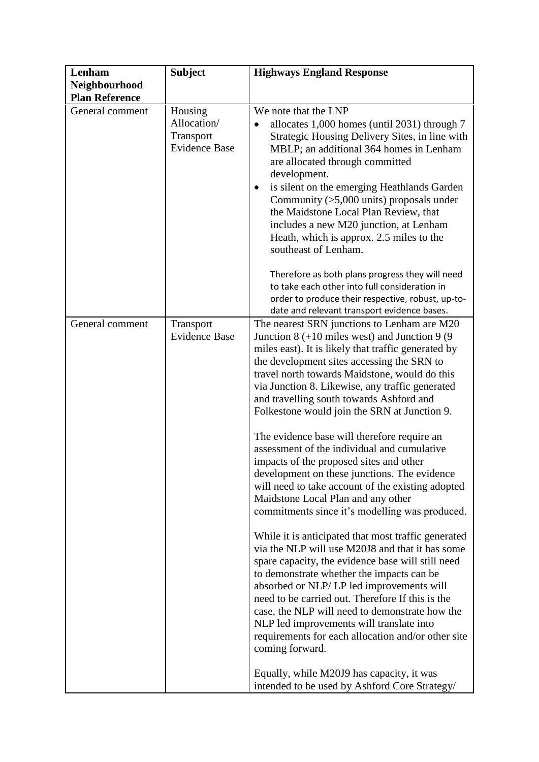| Lenham Neighbourhood Plan Reference | Subject | Highways England Response |
|---|---|---|
| General comment | Housing Allocation/ Transport Evidence Base | We note that the LNP<br>• allocates 1,000 homes (until 2031) through 7 Strategic Housing Delivery Sites, in line with MBLP; an additional 364 homes in Lenham are allocated through committed development.<br>• is silent on the emerging Heathlands Garden Community (>5,000 units) proposals under the Maidstone Local Plan Review, that includes a new M20 junction, at Lenham Heath, which is approx. 2.5 miles to the southeast of Lenham.<br><br>Therefore as both plans progress they will need to take each other into full consideration in order to produce their respective, robust, up-to-date and relevant transport evidence bases. |
| General comment | Transport Evidence Base | The nearest SRN junctions to Lenham are M20 Junction 8 (+10 miles west) and Junction 9 (9 miles east). It is likely that traffic generated by the development sites accessing the SRN to travel north towards Maidstone, would do this via Junction 8. Likewise, any traffic generated and travelling south towards Ashford and Folkestone would join the SRN at Junction 9.<br><br>The evidence base will therefore require an assessment of the individual and cumulative impacts of the proposed sites and other development on these junctions. The evidence will need to take account of the existing adopted Maidstone Local Plan and any other commitments since it's modelling was produced.<br><br>While it is anticipated that most traffic generated via the NLP will use M20J8 and that it has some spare capacity, the evidence base will still need to demonstrate whether the impacts can be absorbed or NLP/ LP led improvements will need to be carried out. Therefore If this is the case, the NLP will need to demonstrate how the NLP led improvements will translate into requirements for each allocation and/or other site coming forward.<br><br>Equally, while M20J9 has capacity, it was intended to be used by Ashford Core Strategy/ |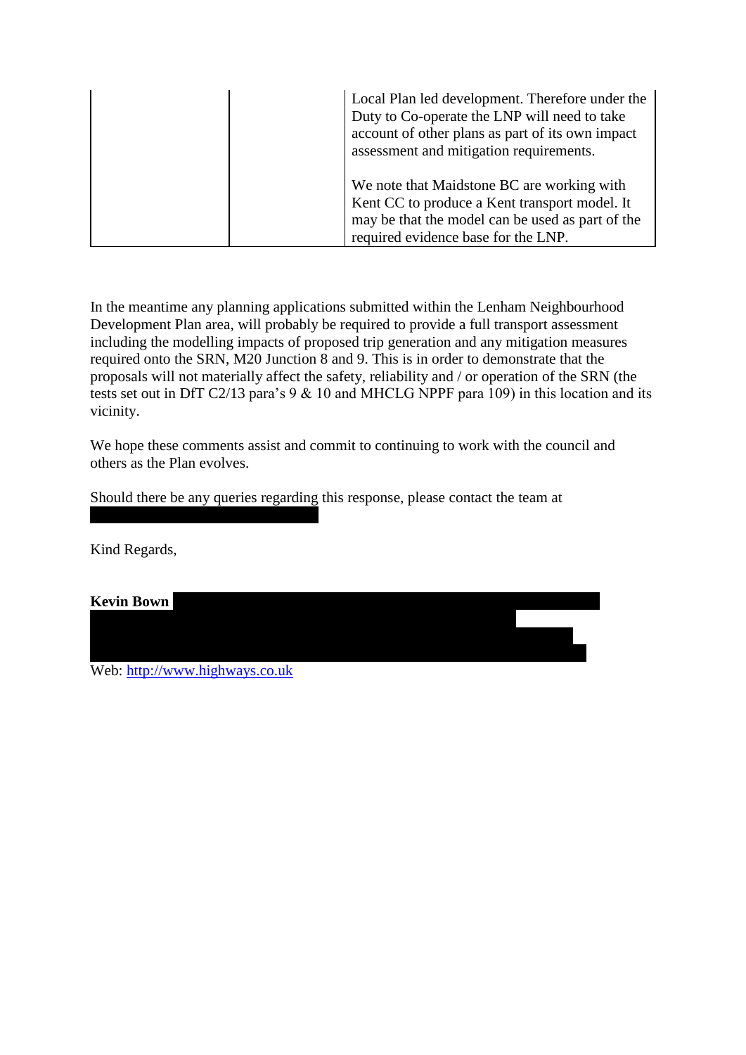| | | |
|---|---|---|
| | | Local Plan led development. Therefore under the Duty to Co-operate the LNP will need to take account of other plans as part of its own impact assessment and mitigation requirements.<br><br>We note that Maidstone BC are working with Kent CC to produce a Kent transport model. It may be that the model can be used as part of the required evidence base for the LNP. |

In the meantime any planning applications submitted within the Lenham Neighbourhood Development Plan area, will probably be required to provide a full transport assessment including the modelling impacts of proposed trip generation and any mitigation measures required onto the SRN, M20 Junction 8 and 9. This is in order to demonstrate that the proposals will not materially affect the safety, reliability and / or operation of the SRN (the tests set out in DfT C2/13 para's 9 & 10 and MHCLG NPPF para 109) in this location and its vicinity.

We hope these comments assist and commit to continuing to work with the council and others as the Plan evolves.

Should there be any queries regarding this response, please contact the team at

Kind Regards,

**Kevin Bown**

Web: http://www.highways.co.uk